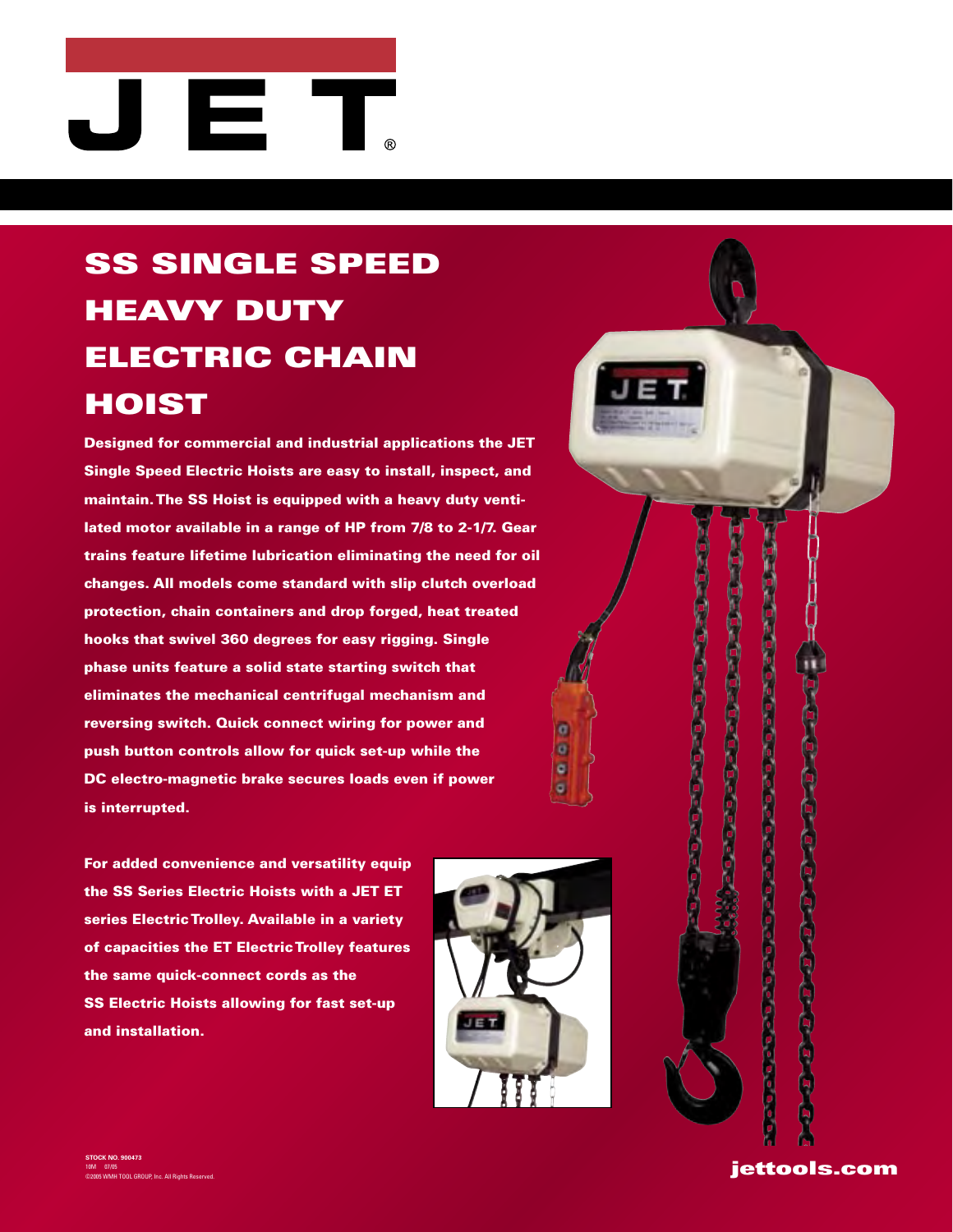# JET

# SS SINGLE SPEED HEAVY DUTY ELECTRIC CHAIN HOIST

**Designed for commercial and industrial applications the JET Single Speed Electric Hoists are easy to install, inspect, and maintain. The SS Hoist is equipped with a heavy duty ventilated motor available in a range of HP from 7/8 to 2-1/7. Gear trains feature lifetime lubrication eliminating the need for oil changes. All models come standard with slip clutch overload protection, chain containers and drop forged, heat treated hooks that swivel 360 degrees for easy rigging. Single phase units feature a solid state starting switch that eliminates the mechanical centrifugal mechanism and reversing switch. Quick connect wiring for power and push button controls allow for quick set-up while the DC electro-magnetic brake secures loads even if power is interrupted.**

**For added convenience and versatility equip the SS Series Electric Hoists with a JET ET series Electric Trolley. Available in a variety of capacities the ET Electric Trolley features the same quick-connect cords as the SS Electric Hoists allowing for fast set-up and installation.**

STOCK NO. 900473
10M 07/05
©2005 WMH TOOL GROUP, Inc. All Rights Reserved.

jettools.com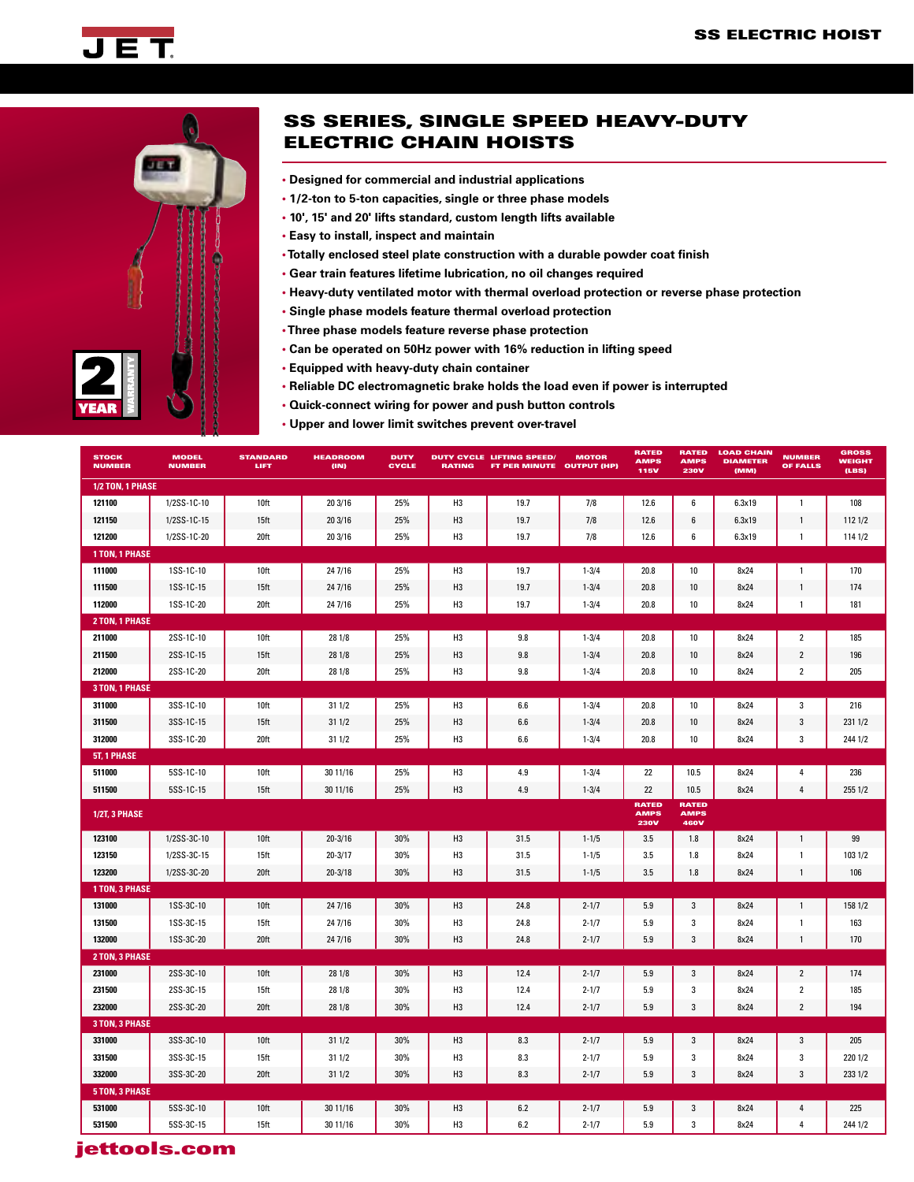# SS SERIES, SINGLE SPEED HEAVY-DUTY ELECTRIC CHAIN HOISTS

- Designed for commercial and industrial applications
- 1/2-ton to 5-ton capacities, single or three phase models
- 10', 15' and 20' lifts standard, custom length lifts available
- Easy to install, inspect and maintain
- Totally enclosed steel plate construction with a durable powder coat finish
- Gear train features lifetime lubrication, no oil changes required
- Heavy-duty ventilated motor with thermal overload protection or reverse phase protection
- Single phase models feature thermal overload protection
- Three phase models feature reverse phase protection
- Can be operated on 50Hz power with 16% reduction in lifting speed
- Equipped with heavy-duty chain container
- Reliable DC electromagnetic brake holds the load even if power is interrupted
- Quick-connect wiring for power and push button controls
- Upper and lower limit switches prevent over-travel

2 YEAR WARRANTY

| STOCK NUMBER | MODEL NUMBER | STANDARD LIFT | HEADROOM (IN) | DUTY CYCLE | DUTY CYCLE RATING | LIFTING SPEED/ FT PER MINUTE | MOTOR OUTPUT (HP) | RATED AMPS 115V | RATED AMPS 230V | LOAD CHAIN DIAMETER (MM) | NUMBER OF FALLS | GROSS WEIGHT (LBS) |
|---|---|---|---|---|---|---|---|---|---|---|---|---|
| **1/2 TON, 1 PHASE** | | | | | | | | | | | | |
| 121100 | 1/2SS-1C-10 | 10ft | 20 3/16 | 25% | H3 | 19.7 | 7/8 | 12.6 | 6 | 6.3x19 | 1 | 108 |
| 121150 | 1/2SS-1C-15 | 15ft | 20 3/16 | 25% | H3 | 19.7 | 7/8 | 12.6 | 6 | 6.3x19 | 1 | 112 1/2 |
| 121200 | 1/2SS-1C-20 | 20ft | 20 3/16 | 25% | H3 | 19.7 | 7/8 | 12.6 | 6 | 6.3x19 | 1 | 114 1/2 |
| **1 TON, 1 PHASE** | | | | | | | | | | | | |
| 111000 | 1SS-1C-10 | 10ft | 24 7/16 | 25% | H3 | 19.7 | 1-3/4 | 20.8 | 10 | 8x24 | 1 | 170 |
| 111500 | 1SS-1C-15 | 15ft | 24 7/16 | 25% | H3 | 19.7 | 1-3/4 | 20.8 | 10 | 8x24 | 1 | 174 |
| 112000 | 1SS-1C-20 | 20ft | 24 7/16 | 25% | H3 | 19.7 | 1-3/4 | 20.8 | 10 | 8x24 | 1 | 181 |
| **2 TON, 1 PHASE** | | | | | | | | | | | | |
| 211000 | 2SS-1C-10 | 10ft | 28 1/8 | 25% | H3 | 9.8 | 1-3/4 | 20.8 | 10 | 8x24 | 2 | 185 |
| 211500 | 2SS-1C-15 | 15ft | 28 1/8 | 25% | H3 | 9.8 | 1-3/4 | 20.8 | 10 | 8x24 | 2 | 196 |
| 212000 | 2SS-1C-20 | 20ft | 28 1/8 | 25% | H3 | 9.8 | 1-3/4 | 20.8 | 10 | 8x24 | 2 | 205 |
| **3 TON, 1 PHASE** | | | | | | | | | | | | |
| 311000 | 3SS-1C-10 | 10ft | 31 1/2 | 25% | H3 | 6.6 | 1-3/4 | 20.8 | 10 | 8x24 | 3 | 216 |
| 311500 | 3SS-1C-15 | 15ft | 31 1/2 | 25% | H3 | 6.6 | 1-3/4 | 20.8 | 10 | 8x24 | 3 | 231 1/2 |
| 312000 | 3SS-1C-20 | 20ft | 31 1/2 | 25% | H3 | 6.6 | 1-3/4 | 20.8 | 10 | 8x24 | 3 | 244 1/2 |
| **5T, 1 PHASE** | | | | | | | | | | | | |
| 511000 | 5SS-1C-10 | 10ft | 30 11/16 | 25% | H3 | 4.9 | 1-3/4 | 22 | 10.5 | 8x24 | 4 | 236 |
| 511500 | 5SS-1C-15 | 15ft | 30 11/16 | 25% | H3 | 4.9 | 1-3/4 | 22 | 10.5 | 8x24 | 4 | 255 1/2 |
| **1/2T, 3 PHASE** | | | | | | | | **RATED AMPS 230V** | **RATED AMPS 460V** | | | |
| 123100 | 1/2SS-3C-10 | 10ft | 20-3/16 | 30% | H3 | 31.5 | 1-1/5 | 3.5 | 1.8 | 8x24 | 1 | 99 |
| 123150 | 1/2SS-3C-15 | 15ft | 20-3/17 | 30% | H3 | 31.5 | 1-1/5 | 3.5 | 1.8 | 8x24 | 1 | 103 1/2 |
| 123200 | 1/2SS-3C-20 | 20ft | 20-3/18 | 30% | H3 | 31.5 | 1-1/5 | 3.5 | 1.8 | 8x24 | 1 | 106 |
| **1 TON, 3 PHASE** | | | | | | | | | | | | |
| 131000 | 1SS-3C-10 | 10ft | 24 7/16 | 30% | H3 | 24.8 | 2-1/7 | 5.9 | 3 | 8x24 | 1 | 158 1/2 |
| 131500 | 1SS-3C-15 | 15ft | 24 7/16 | 30% | H3 | 24.8 | 2-1/7 | 5.9 | 3 | 8x24 | 1 | 163 |
| 132000 | 1SS-3C-20 | 20ft | 24 7/16 | 30% | H3 | 24.8 | 2-1/7 | 5.9 | 3 | 8x24 | 1 | 170 |
| **2 TON, 3 PHASE** | | | | | | | | | | | | |
| 231000 | 2SS-3C-10 | 10ft | 28 1/8 | 30% | H3 | 12.4 | 2-1/7 | 5.9 | 3 | 8x24 | 2 | 174 |
| 231500 | 2SS-3C-15 | 15ft | 28 1/8 | 30% | H3 | 12.4 | 2-1/7 | 5.9 | 3 | 8x24 | 2 | 185 |
| 232000 | 2SS-3C-20 | 20ft | 28 1/8 | 30% | H3 | 12.4 | 2-1/7 | 5.9 | 3 | 8x24 | 2 | 194 |
| **3 TON, 3 PHASE** | | | | | | | | | | | | |
| 331000 | 3SS-3C-10 | 10ft | 31 1/2 | 30% | H3 | 8.3 | 2-1/7 | 5.9 | 3 | 8x24 | 3 | 205 |
| 331500 | 3SS-3C-15 | 15ft | 31 1/2 | 30% | H3 | 8.3 | 2-1/7 | 5.9 | 3 | 8x24 | 3 | 220 1/2 |
| 332000 | 3SS-3C-20 | 20ft | 31 1/2 | 30% | H3 | 8.3 | 2-1/7 | 5.9 | 3 | 8x24 | 3 | 233 1/2 |
| **5 TON, 3 PHASE** | | | | | | | | | | | | |
| 531000 | 5SS-3C-10 | 10ft | 30 11/16 | 30% | H3 | 6.2 | 2-1/7 | 5.9 | 3 | 8x24 | 4 | 225 |
| 531500 | 5SS-3C-15 | 15ft | 30 11/16 | 30% | H3 | 6.2 | 2-1/7 | 5.9 | 3 | 8x24 | 4 | 244 1/2 |